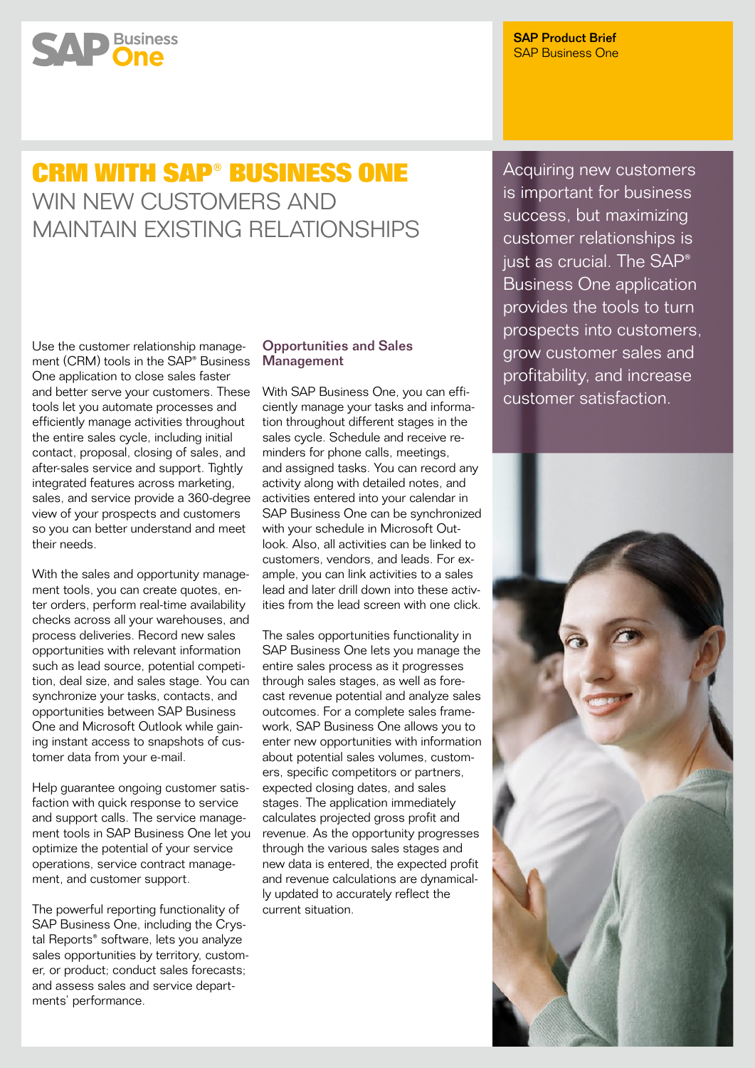SAP Product Brief
SAP Business One

# CRM WITH SAP® BUSINESS ONE
## WIN NEW CUSTOMERS AND MAINTAIN EXISTING RELATIONSHIPS

Acquiring new customers is important for business success, but maximizing customer relationships is just as crucial. The SAP® Business One application provides the tools to turn prospects into customers, grow customer sales and profitability, and increase customer satisfaction.

Use the customer relationship management (CRM) tools in the SAP® Business One application to close sales faster and better serve your customers. These tools let you automate processes and efficiently manage activities throughout the entire sales cycle, including initial contact, proposal, closing of sales, and after-sales service and support. Tightly integrated features across marketing, sales, and service provide a 360-degree view of your prospects and customers so you can better understand and meet their needs.

With the sales and opportunity management tools, you can create quotes, enter orders, perform real-time availability checks across all your warehouses, and process deliveries. Record new sales opportunities with relevant information such as lead source, potential competition, deal size, and sales stage. You can synchronize your tasks, contacts, and opportunities between SAP Business One and Microsoft Outlook while gaining instant access to snapshots of customer data from your e-mail.

Help guarantee ongoing customer satisfaction with quick response to service and support calls. The service management tools in SAP Business One let you optimize the potential of your service operations, service contract management, and customer support.

The powerful reporting functionality of SAP Business One, including the Crystal Reports® software, lets you analyze sales opportunities by territory, customer, or product; conduct sales forecasts; and assess sales and service departments' performance.

### Opportunities and Sales Management

With SAP Business One, you can efficiently manage your tasks and information throughout different stages in the sales cycle. Schedule and receive reminders for phone calls, meetings, and assigned tasks. You can record any activity along with detailed notes, and activities entered into your calendar in SAP Business One can be synchronized with your schedule in Microsoft Outlook. Also, all activities can be linked to customers, vendors, and leads. For example, you can link activities to a sales lead and later drill down into these activities from the lead screen with one click.

The sales opportunities functionality in SAP Business One lets you manage the entire sales process as it progresses through sales stages, as well as forecast revenue potential and analyze sales outcomes. For a complete sales framework, SAP Business One allows you to enter new opportunities with information about potential sales volumes, customers, specific competitors or partners, expected closing dates, and sales stages. The application immediately calculates projected gross profit and revenue. As the opportunity progresses through the various sales stages and new data is entered, the expected profit and revenue calculations are dynamically updated to accurately reflect the current situation.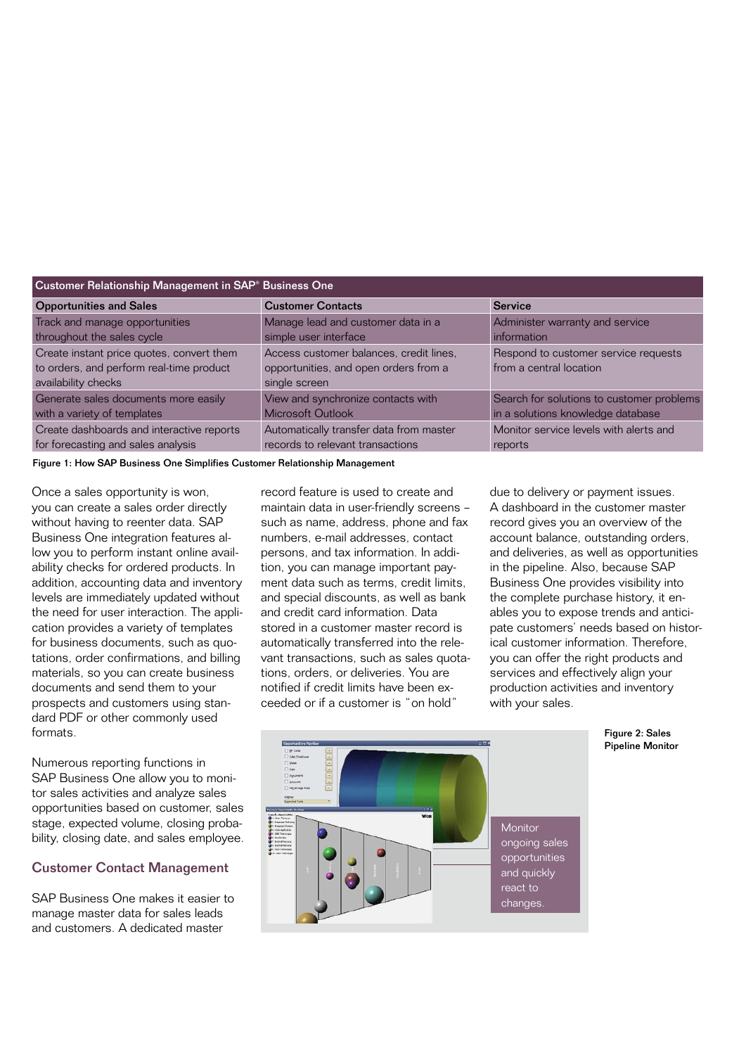| Customer Relationship Management in SAP® Business One | | |
|---|---|---|
| **Opportunities and Sales** | **Customer Contacts** | **Service** |
| Track and manage opportunities throughout the sales cycle | Manage lead and customer data in a simple user interface | Administer warranty and service information |
| Create instant price quotes, convert them to orders, and perform real-time product availability checks | Access customer balances, credit lines, opportunities, and open orders from a single screen | Respond to customer service requests from a central location |
| Generate sales documents more easily with a variety of templates | View and synchronize contacts with Microsoft Outlook | Search for solutions to customer problems in a solutions knowledge database |
| Create dashboards and interactive reports for forecasting and sales analysis | Automatically transfer data from master records to relevant transactions | Monitor service levels with alerts and reports |

Figure 1: How SAP Business One Simplifies Customer Relationship Management

Once a sales opportunity is won, you can create a sales order directly without having to reenter data. SAP Business One integration features allow you to perform instant online availability checks for ordered products. In addition, accounting data and inventory levels are immediately updated without the need for user interaction. The application provides a variety of templates for business documents, such as quotations, order confirmations, and billing materials, so you can create business documents and send them to your prospects and customers using standard PDF or other commonly used formats.

Numerous reporting functions in SAP Business One allow you to monitor sales activities and analyze sales opportunities based on customer, sales stage, expected volume, closing probability, closing date, and sales employee.

## Customer Contact Management

SAP Business One makes it easier to manage master data for sales leads and customers. A dedicated master record feature is used to create and maintain data in user-friendly screens – such as name, address, phone and fax numbers, e-mail addresses, contact persons, and tax information. In addition, you can manage important payment data such as terms, credit limits, and special discounts, as well as bank and credit card information. Data stored in a customer master record is automatically transferred into the relevant transactions, such as sales quotations, orders, or deliveries. You are notified if credit limits have been exceeded or if a customer is "on hold" due to delivery or payment issues. A dashboard in the customer master record gives you an overview of the account balance, outstanding orders, and deliveries, as well as opportunities in the pipeline. Also, because SAP Business One provides visibility into the complete purchase history, it enables you to expose trends and anticipate customers' needs based on historical customer information. Therefore, you can offer the right products and services and effectively align your production activities and inventory with your sales.

Monitor ongoing sales opportunities and quickly react to changes.

Figure 2: Sales Pipeline Monitor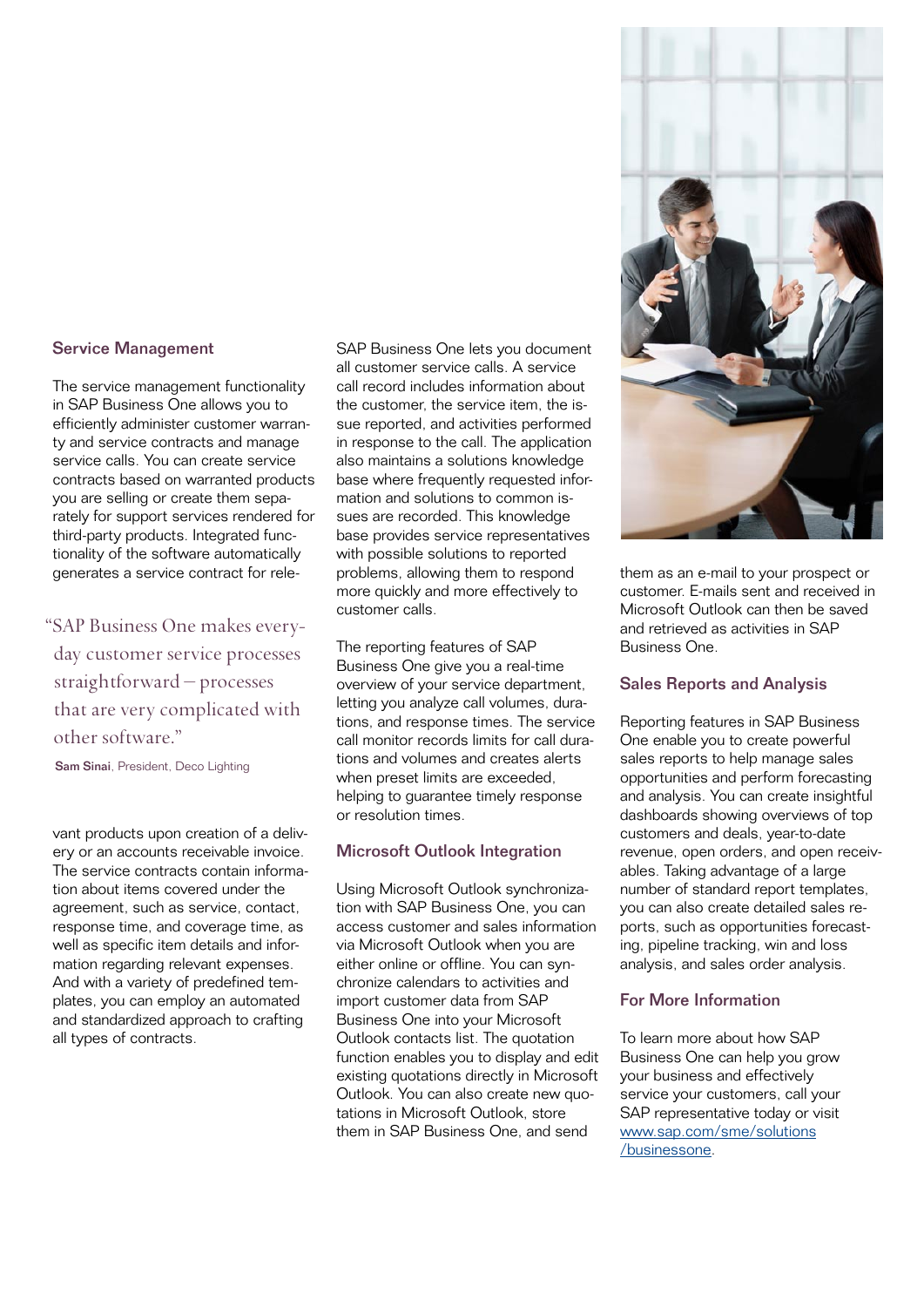## Service Management

The service management functionality in SAP Business One allows you to efficiently administer customer warranty and service contracts and manage service calls. You can create service contracts based on warranted products you are selling or create them separately for support services rendered for third-party products. Integrated functionality of the software automatically generates a service contract for relevant products upon creation of a delivery or an accounts receivable invoice. The service contracts contain information about items covered under the agreement, such as service, contact, response time, and coverage time, as well as specific item details and information regarding relevant expenses. And with a variety of predefined templates, you can employ an automated and standardized approach to crafting all types of contracts.

> "SAP Business One makes everyday customer service processes straightforward – processes that are very complicated with other software."
>
> **Sam Sinai**, President, Deco Lighting

SAP Business One lets you document all customer service calls. A service call record includes information about the customer, the service item, the issue reported, and activities performed in response to the call. The application also maintains a solutions knowledge base where frequently requested information and solutions to common issues are recorded. This knowledge base provides service representatives with possible solutions to reported problems, allowing them to respond more quickly and more effectively to customer calls.

The reporting features of SAP Business One give you a real-time overview of your service department, letting you analyze call volumes, durations, and response times. The service call monitor records limits for call durations and volumes and creates alerts when preset limits are exceeded, helping to guarantee timely response or resolution times.

## Microsoft Outlook Integration

Using Microsoft Outlook synchronization with SAP Business One, you can access customer and sales information via Microsoft Outlook when you are either online or offline. You can synchronize calendars to activities and import customer data from SAP Business One into your Microsoft Outlook contacts list. The quotation function enables you to display and edit existing quotations directly in Microsoft Outlook. You can also create new quotations in Microsoft Outlook, store them in SAP Business One, and send them as an e-mail to your prospect or customer. E-mails sent and received in Microsoft Outlook can then be saved and retrieved as activities in SAP Business One.

## Sales Reports and Analysis

Reporting features in SAP Business One enable you to create powerful sales reports to help manage sales opportunities and perform forecasting and analysis. You can create insightful dashboards showing overviews of top customers and deals, year-to-date revenue, open orders, and open receivables. Taking advantage of a large number of standard report templates, you can also create detailed sales reports, such as opportunities forecasting, pipeline tracking, win and loss analysis, and sales order analysis.

## For More Information

To learn more about how SAP Business One can help you grow your business and effectively service your customers, call your SAP representative today or visit [www.sap.com/sme/solutions/businessone](http://www.sap.com/sme/solutions/businessone).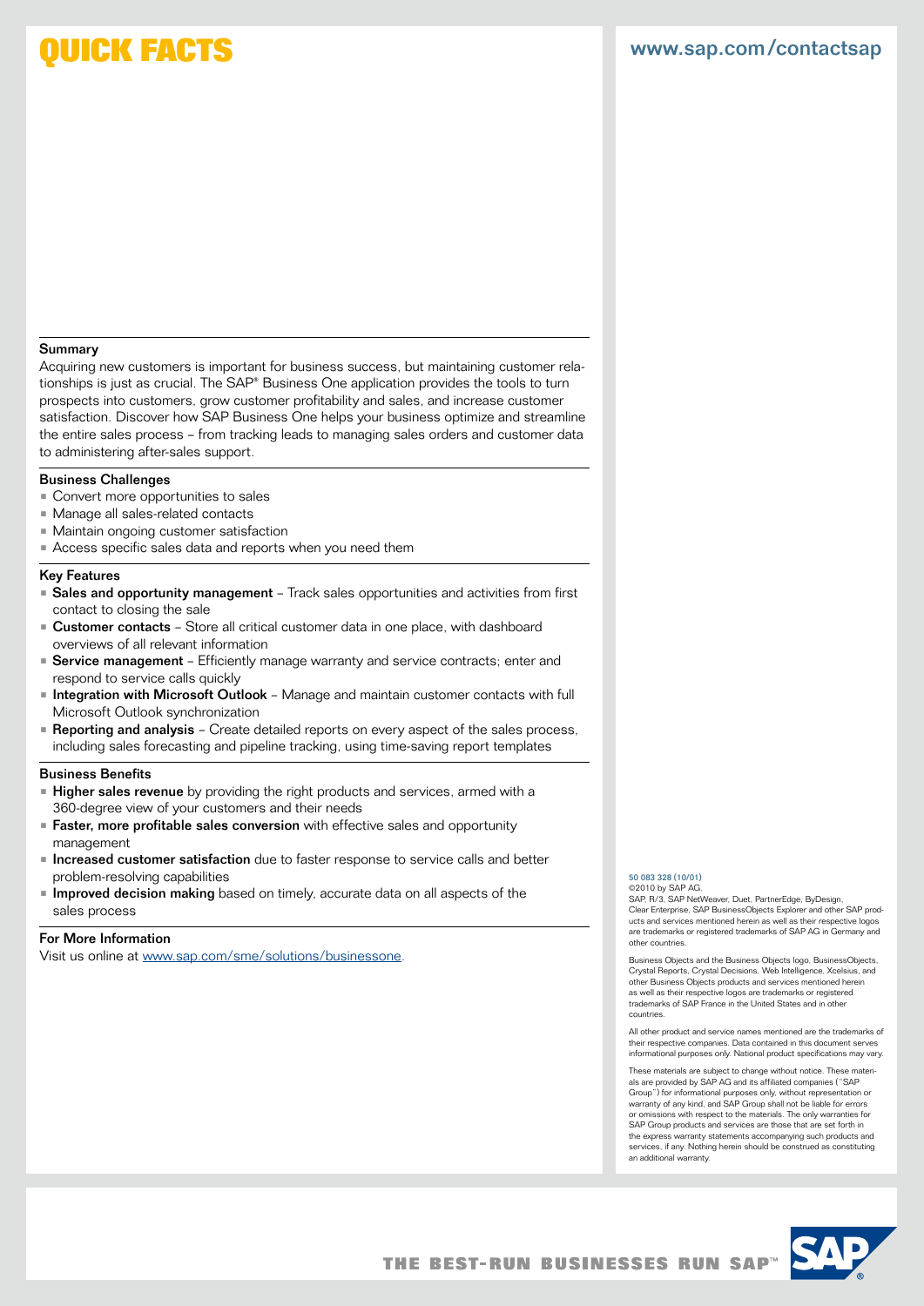# QUICK FACTS

www.sap.com/contactsap

### Summary

Acquiring new customers is important for business success, but maintaining customer relationships is just as crucial. The SAP® Business One application provides the tools to turn prospects into customers, grow customer profitability and sales, and increase customer satisfaction. Discover how SAP Business One helps your business optimize and streamline the entire sales process – from tracking leads to managing sales orders and customer data to administering after-sales support.

### Business Challenges

- Convert more opportunities to sales
- Manage all sales-related contacts
- Maintain ongoing customer satisfaction
- Access specific sales data and reports when you need them

### Key Features

- **Sales and opportunity management** – Track sales opportunities and activities from first contact to closing the sale
- **Customer contacts** – Store all critical customer data in one place, with dashboard overviews of all relevant information
- **Service management** – Efficiently manage warranty and service contracts; enter and respond to service calls quickly
- **Integration with Microsoft Outlook** – Manage and maintain customer contacts with full Microsoft Outlook synchronization
- **Reporting and analysis** – Create detailed reports on every aspect of the sales process, including sales forecasting and pipeline tracking, using time-saving report templates

### Business Benefits

- **Higher sales revenue** by providing the right products and services, armed with a 360-degree view of your customers and their needs
- **Faster, more profitable sales conversion** with effective sales and opportunity management
- **Increased customer satisfaction** due to faster response to service calls and better problem-resolving capabilities
- **Improved decision making** based on timely, accurate data on all aspects of the sales process

### For More Information

Visit us online at www.sap.com/sme/solutions/businessone.

50 083 328 (10/01)
©2010 by SAP AG.
SAP, R/3, SAP NetWeaver, Duet, PartnerEdge, ByDesign, Clear Enterprise, SAP BusinessObjects Explorer and other SAP products and services mentioned herein as well as their respective logos are trademarks or registered trademarks of SAP AG in Germany and other countries.

Business Objects and the Business Objects logo, BusinessObjects, Crystal Reports, Crystal Decisions, Web Intelligence, Xcelsius, and other Business Objects products and services mentioned herein as well as their respective logos are trademarks or registered trademarks of SAP France in the United States and in other countries.

All other product and service names mentioned are the trademarks of their respective companies. Data contained in this document serves informational purposes only. National product specifications may vary.

These materials are subject to change without notice. These materials are provided by SAP AG and its affiliated companies ("SAP Group") for informational purposes only, without representation or warranty of any kind, and SAP Group shall not be liable for errors or omissions with respect to the materials. The only warranties for SAP Group products and services are those that are set forth in the express warranty statements accompanying such products and services, if any. Nothing herein should be construed as constituting an additional warranty.

THE BEST-RUN BUSINESSES RUN SAP™